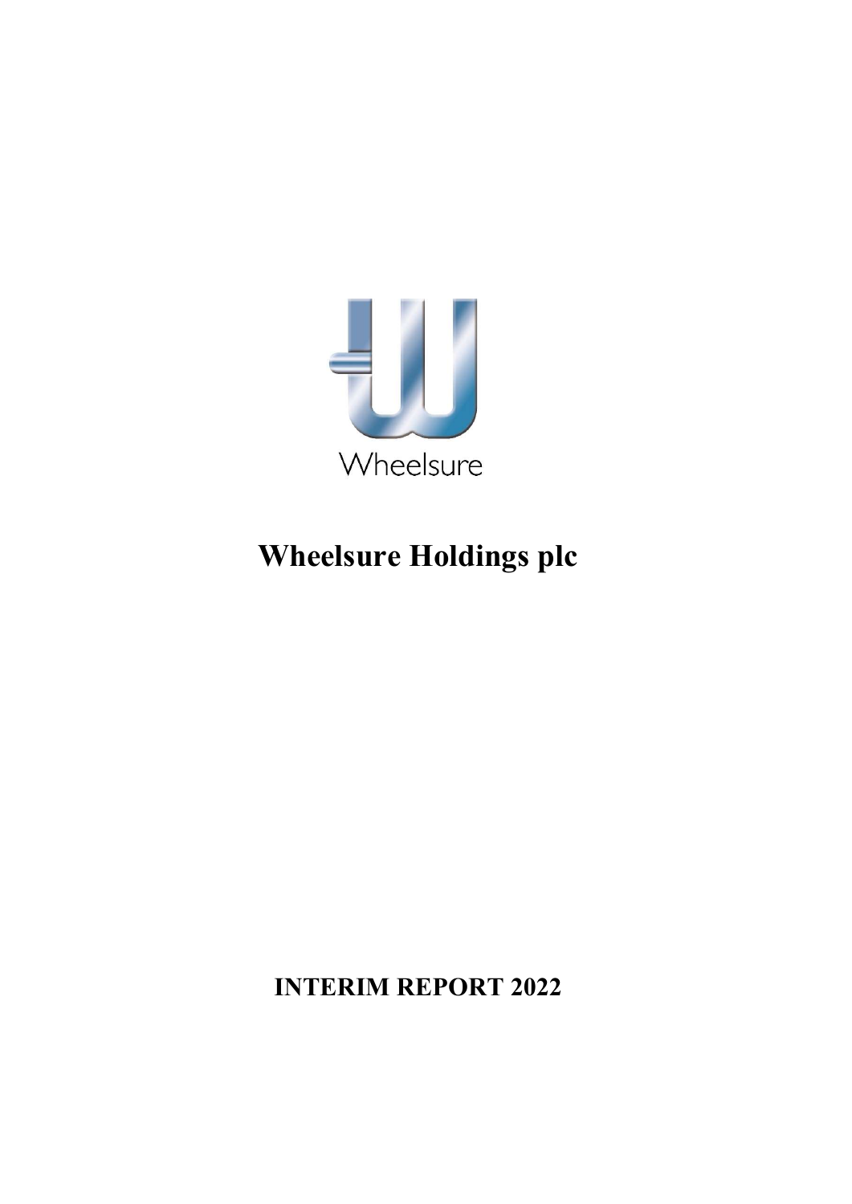Wheelsure

# Wheelsure Holdings plc

## INTERIM REPORT 2022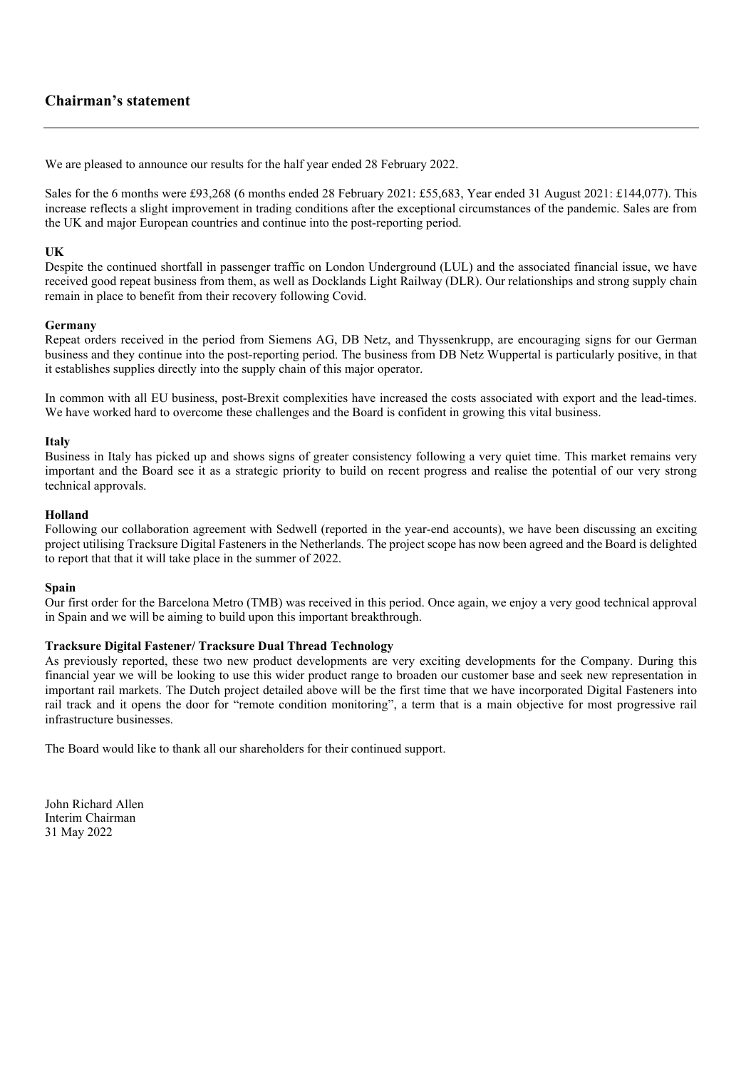# Chairman's statement

We are pleased to announce our results for the half year ended 28 February 2022.

Sales for the 6 months were £93,268 (6 months ended 28 February 2021: £55,683, Year ended 31 August 2021: £144,077). This increase reflects a slight improvement in trading conditions after the exceptional circumstances of the pandemic. Sales are from the UK and major European countries and continue into the post-reporting period.

**UK**

Despite the continued shortfall in passenger traffic on London Underground (LUL) and the associated financial issue, we have received good repeat business from them, as well as Docklands Light Railway (DLR). Our relationships and strong supply chain remain in place to benefit from their recovery following Covid.

**Germany**

Repeat orders received in the period from Siemens AG, DB Netz, and Thyssenkrupp, are encouraging signs for our German business and they continue into the post-reporting period. The business from DB Netz Wuppertal is particularly positive, in that it establishes supplies directly into the supply chain of this major operator.

In common with all EU business, post-Brexit complexities have increased the costs associated with export and the lead-times. We have worked hard to overcome these challenges and the Board is confident in growing this vital business.

**Italy**

Business in Italy has picked up and shows signs of greater consistency following a very quiet time. This market remains very important and the Board see it as a strategic priority to build on recent progress and realise the potential of our very strong technical approvals.

**Holland**

Following our collaboration agreement with Sedwell (reported in the year-end accounts), we have been discussing an exciting project utilising Tracksure Digital Fasteners in the Netherlands. The project scope has now been agreed and the Board is delighted to report that that it will take place in the summer of 2022.

**Spain**

Our first order for the Barcelona Metro (TMB) was received in this period. Once again, we enjoy a very good technical approval in Spain and we will be aiming to build upon this important breakthrough.

**Tracksure Digital Fastener/ Tracksure Dual Thread Technology**

As previously reported, these two new product developments are very exciting developments for the Company. During this financial year we will be looking to use this wider product range to broaden our customer base and seek new representation in important rail markets. The Dutch project detailed above will be the first time that we have incorporated Digital Fasteners into rail track and it opens the door for "remote condition monitoring", a term that is a main objective for most progressive rail infrastructure businesses.

The Board would like to thank all our shareholders for their continued support.

John Richard Allen
Interim Chairman
31 May 2022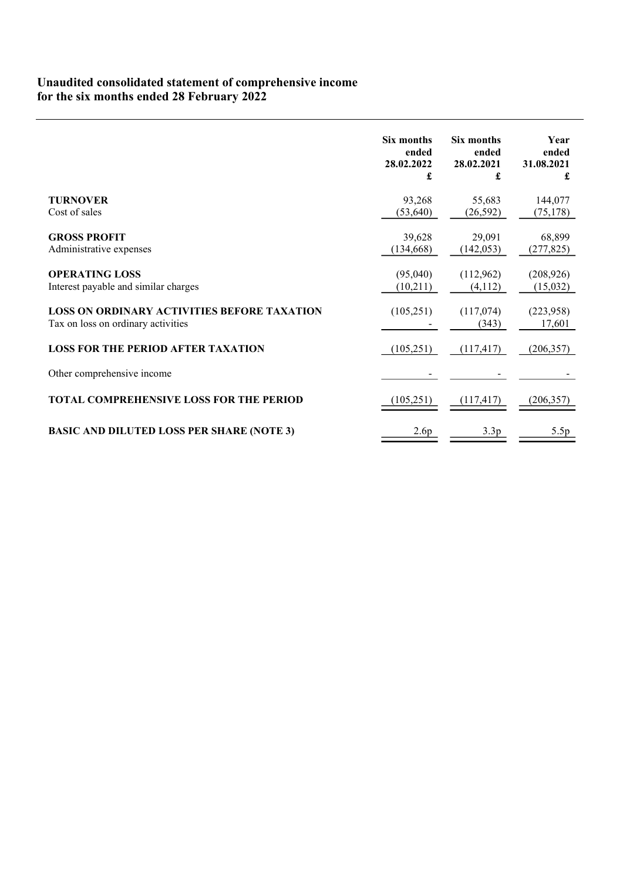## Unaudited consolidated statement of comprehensive income for the six months ended 28 February 2022

| | Six months ended 28.02.2022 £ | Six months ended 28.02.2021 £ | Year ended 31.08.2021 £ |
|---|---|---|---|
| **TURNOVER** | 93,268 | 55,683 | 144,077 |
| Cost of sales | (53,640) | (26,592) | (75,178) |
| **GROSS PROFIT** | 39,628 | 29,091 | 68,899 |
| Administrative expenses | (134,668) | (142,053) | (277,825) |
| **OPERATING LOSS** | (95,040) | (112,962) | (208,926) |
| Interest payable and similar charges | (10,211) | (4,112) | (15,032) |
| **LOSS ON ORDINARY ACTIVITIES BEFORE TAXATION** | (105,251) | (117,074) | (223,958) |
| Tax on loss on ordinary activities | - | (343) | 17,601 |
| **LOSS FOR THE PERIOD AFTER TAXATION** | (105,251) | (117,417) | (206,357) |
| Other comprehensive income | - | - | - |
| **TOTAL COMPREHENSIVE LOSS FOR THE PERIOD** | (105,251) | (117,417) | (206,357) |
| **BASIC AND DILUTED LOSS PER SHARE (NOTE 3)** | 2.6p | 3.3p | 5.5p |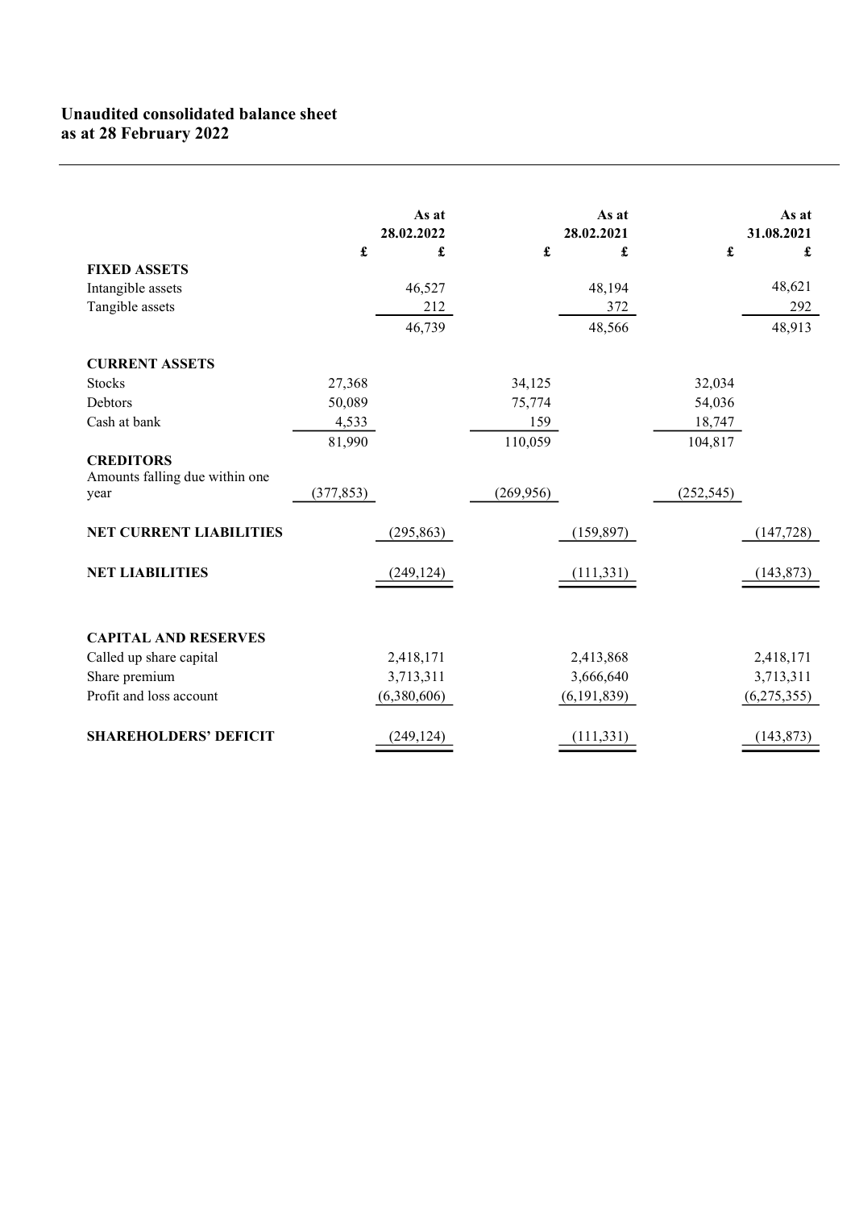# Unaudited consolidated balance sheet
# as at 28 February 2022

| | | As at 28.02.2022 | | As at 28.02.2021 | | As at 31.08.2021 |
|---|---|---|---|---|---|---|
| | £ | £ | £ | £ | £ | £ |
| **FIXED ASSETS** | | | | | | |
| Intangible assets | | 46,527 | | 48,194 | | 48,621 |
| Tangible assets | | 212 | | 372 | | 292 |
| | | 46,739 | | 48,566 | | 48,913 |
| **CURRENT ASSETS** | | | | | | |
| Stocks | 27,368 | | 34,125 | | 32,034 | |
| Debtors | 50,089 | | 75,774 | | 54,036 | |
| Cash at bank | 4,533 | | 159 | | 18,747 | |
| | 81,990 | | 110,059 | | 104,817 | |
| **CREDITORS** | | | | | | |
| Amounts falling due within one year | (377,853) | | (269,956) | | (252,545) | |
| **NET CURRENT LIABILITIES** | | (295,863) | | (159,897) | | (147,728) |
| **NET LIABILITIES** | | (249,124) | | (111,331) | | (143,873) |
| **CAPITAL AND RESERVES** | | | | | | |
| Called up share capital | | 2,418,171 | | 2,413,868 | | 2,418,171 |
| Share premium | | 3,713,311 | | 3,666,640 | | 3,713,311 |
| Profit and loss account | | (6,380,606) | | (6,191,839) | | (6,275,355) |
| **SHAREHOLDERS' DEFICIT** | | (249,124) | | (111,331) | | (143,873) |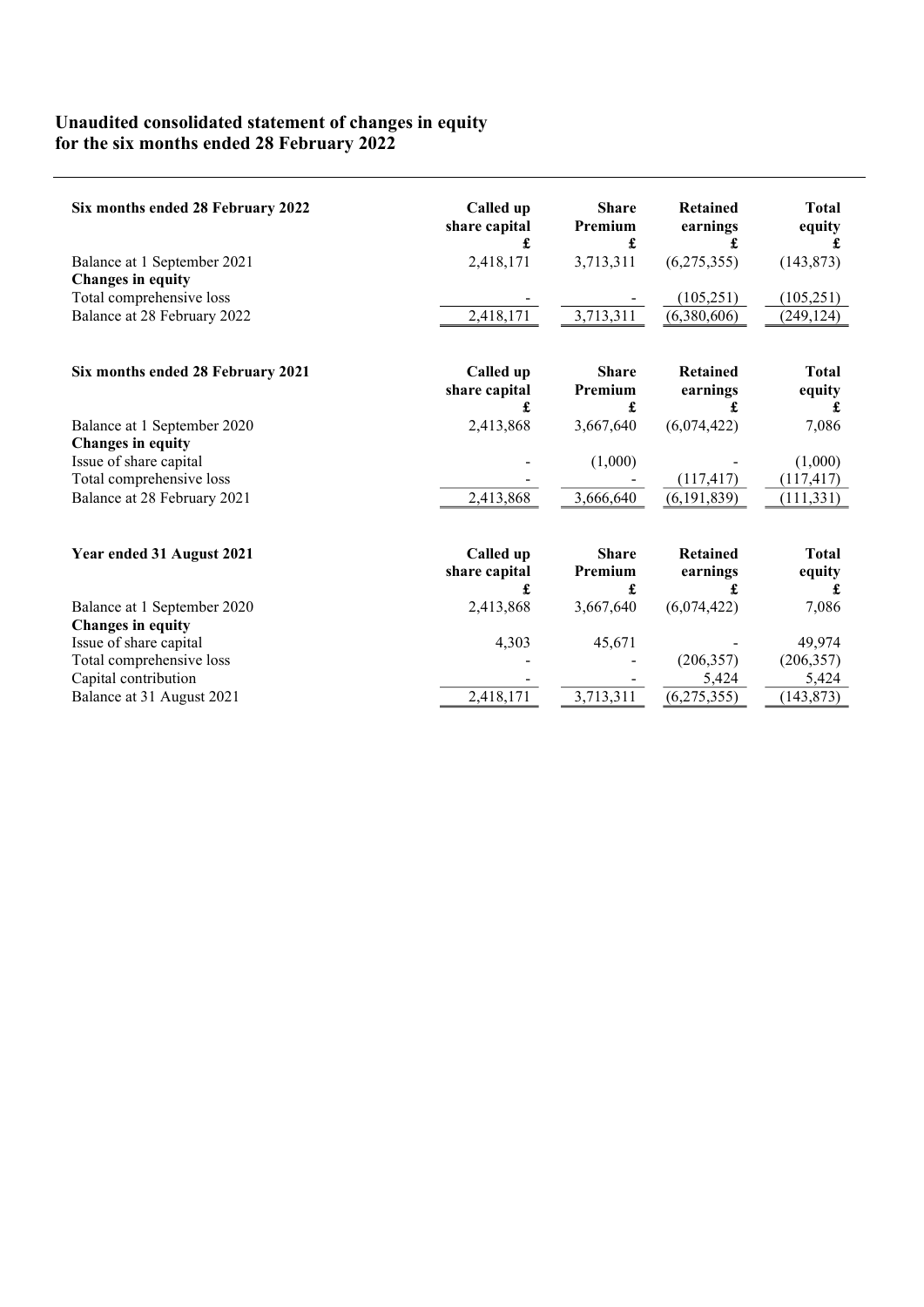# Unaudited consolidated statement of changes in equity for the six months ended 28 February 2022

| Six months ended 28 February 2022 | Called up share capital £ | Share Premium £ | Retained earnings £ | Total equity £ |
|---|---|---|---|---|
| Balance at 1 September 2021 | 2,418,171 | 3,713,311 | (6,275,355) | (143,873) |
| **Changes in equity** | | | | |
| Total comprehensive loss | - | - | (105,251) | (105,251) |
| Balance at 28 February 2022 | 2,418,171 | 3,713,311 | (6,380,606) | (249,124) |

| Six months ended 28 February 2021 | Called up share capital £ | Share Premium £ | Retained earnings £ | Total equity £ |
|---|---|---|---|---|
| Balance at 1 September 2020 | 2,413,868 | 3,667,640 | (6,074,422) | 7,086 |
| **Changes in equity** | | | | |
| Issue of share capital | - | (1,000) | - | (1,000) |
| Total comprehensive loss | - | - | (117,417) | (117,417) |
| Balance at 28 February 2021 | 2,413,868 | 3,666,640 | (6,191,839) | (111,331) |

| Year ended 31 August 2021 | Called up share capital £ | Share Premium £ | Retained earnings £ | Total equity £ |
|---|---|---|---|---|
| Balance at 1 September 2020 | 2,413,868 | 3,667,640 | (6,074,422) | 7,086 |
| **Changes in equity** | | | | |
| Issue of share capital | 4,303 | 45,671 | - | 49,974 |
| Total comprehensive loss | - | - | (206,357) | (206,357) |
| Capital contribution | - | - | 5,424 | 5,424 |
| Balance at 31 August 2021 | 2,418,171 | 3,713,311 | (6,275,355) | (143,873) |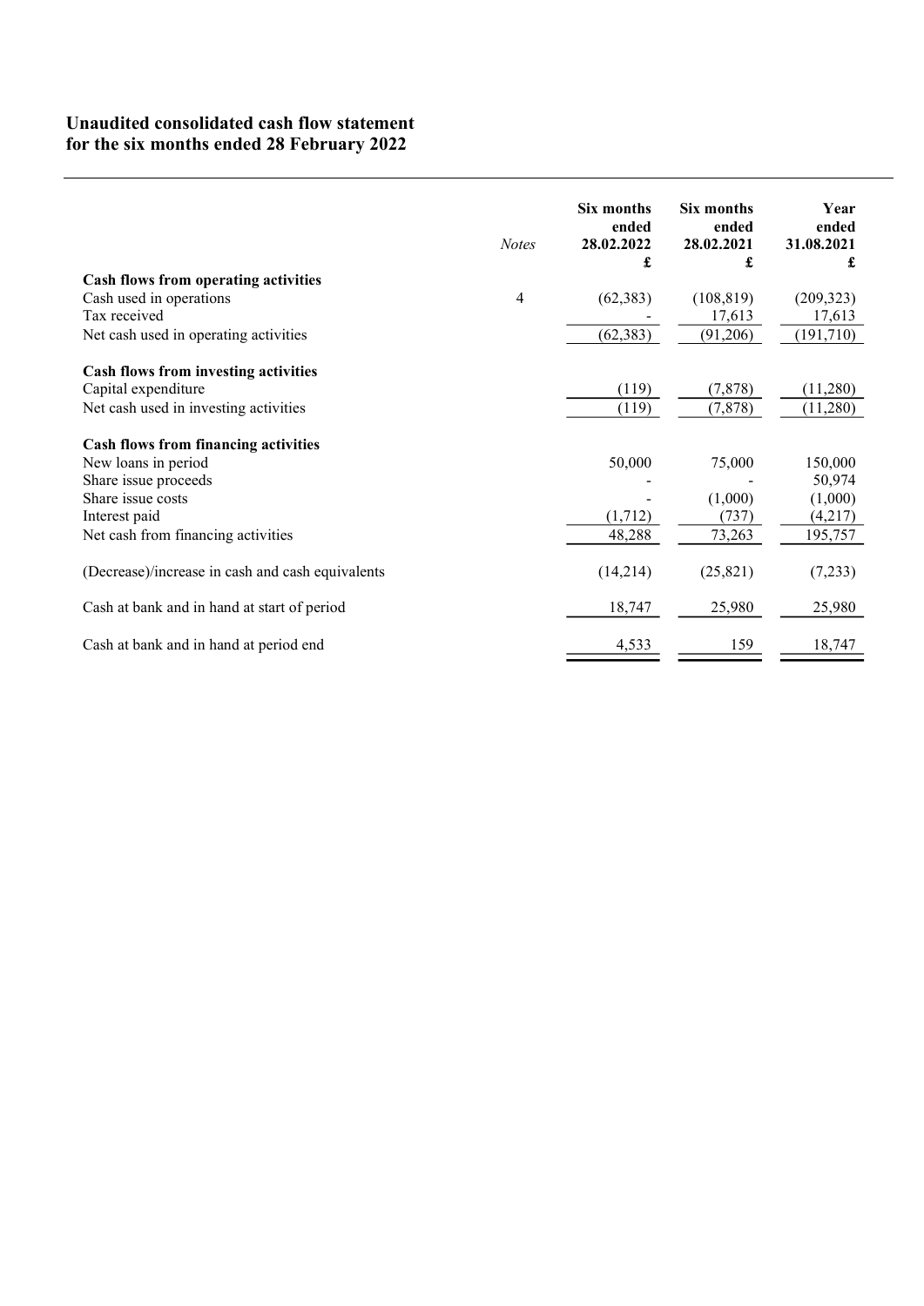# Unaudited consolidated cash flow statement
## for the six months ended 28 February 2022

| | *Notes* | Six months ended 28.02.2022 £ | Six months ended 28.02.2021 £ | Year ended 31.08.2021 £ |
|---|---|---|---|---|
| **Cash flows from operating activities** | | | | |
| Cash used in operations | 4 | (62,383) | (108,819) | (209,323) |
| Tax received | | - | 17,613 | 17,613 |
| Net cash used in operating activities | | (62,383) | (91,206) | (191,710) |
| | | | | |
| **Cash flows from investing activities** | | | | |
| Capital expenditure | | (119) | (7,878) | (11,280) |
| Net cash used in investing activities | | (119) | (7,878) | (11,280) |
| | | | | |
| **Cash flows from financing activities** | | | | |
| New loans in period | | 50,000 | 75,000 | 150,000 |
| Share issue proceeds | | - | - | 50,974 |
| Share issue costs | | - | (1,000) | (1,000) |
| Interest paid | | (1,712) | (737) | (4,217) |
| Net cash from financing activities | | 48,288 | 73,263 | 195,757 |
| | | | | |
| (Decrease)/increase in cash and cash equivalents | | (14,214) | (25,821) | (7,233) |
| | | | | |
| Cash at bank and in hand at start of period | | 18,747 | 25,980 | 25,980 |
| | | | | |
| Cash at bank and in hand at period end | | 4,533 | 159 | 18,747 |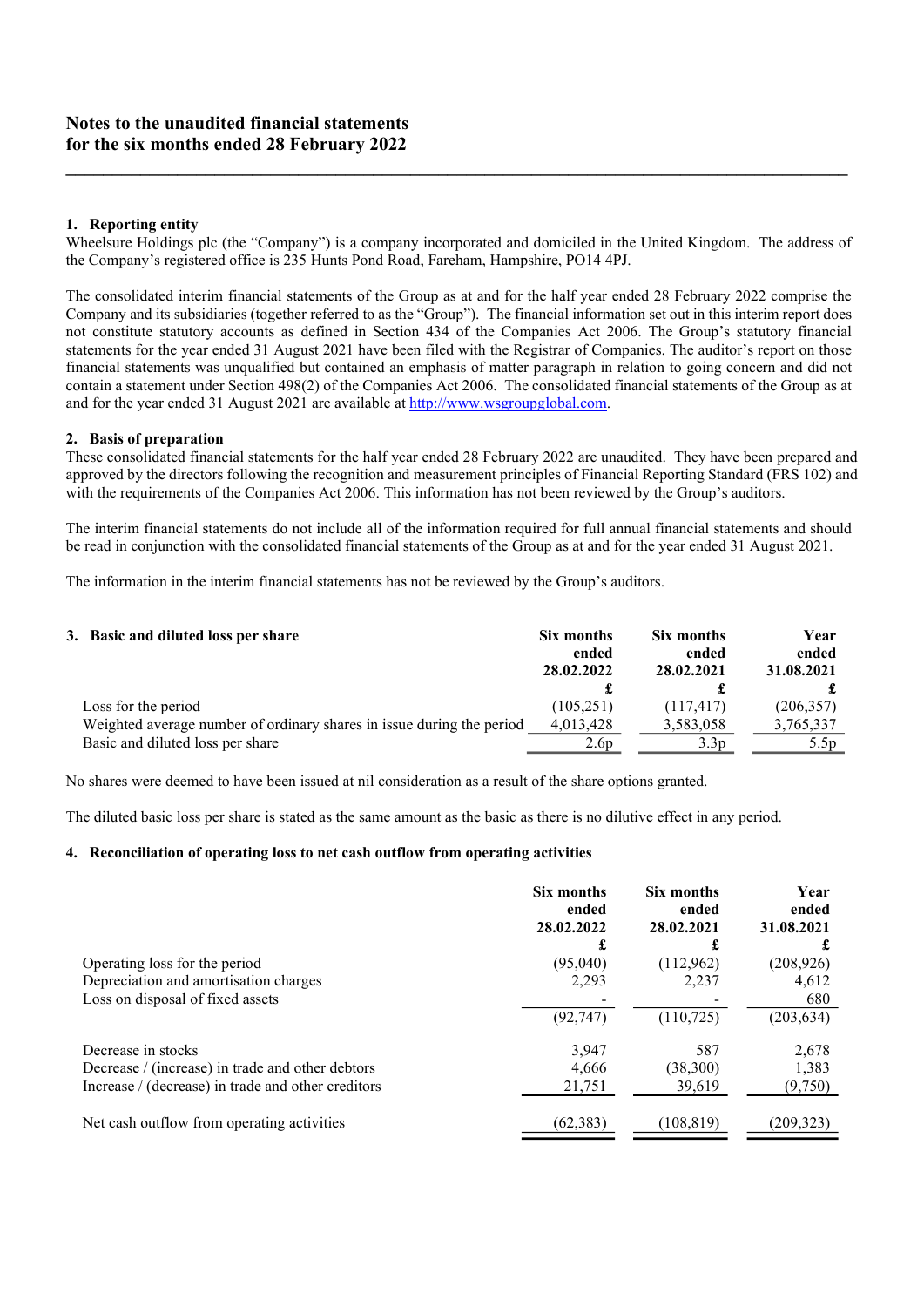# Notes to the unaudited financial statements for the six months ended 28 February 2022

## 1. Reporting entity

Wheelsure Holdings plc (the "Company") is a company incorporated and domiciled in the United Kingdom. The address of the Company's registered office is 235 Hunts Pond Road, Fareham, Hampshire, PO14 4PJ.

The consolidated interim financial statements of the Group as at and for the half year ended 28 February 2022 comprise the Company and its subsidiaries (together referred to as the "Group"). The financial information set out in this interim report does not constitute statutory accounts as defined in Section 434 of the Companies Act 2006. The Group's statutory financial statements for the year ended 31 August 2021 have been filed with the Registrar of Companies. The auditor's report on those financial statements was unqualified but contained an emphasis of matter paragraph in relation to going concern and did not contain a statement under Section 498(2) of the Companies Act 2006. The consolidated financial statements of the Group as at and for the year ended 31 August 2021 are available at http://www.wsgroupglobal.com.

## 2. Basis of preparation

These consolidated financial statements for the half year ended 28 February 2022 are unaudited. They have been prepared and approved by the directors following the recognition and measurement principles of Financial Reporting Standard (FRS 102) and with the requirements of the Companies Act 2006. This information has not been reviewed by the Group's auditors.

The interim financial statements do not include all of the information required for full annual financial statements and should be read in conjunction with the consolidated financial statements of the Group as at and for the year ended 31 August 2021.

The information in the interim financial statements has not be reviewed by the Group's auditors.

## 3. Basic and diluted loss per share

| | Six months ended 28.02.2022 | Six months ended 28.02.2021 | Year ended 31.08.2021 |
|---|---|---|---|
| | £ | £ | £ |
| Loss for the period | (105,251) | (117,417) | (206,357) |
| Weighted average number of ordinary shares in issue during the period | 4,013,428 | 3,583,058 | 3,765,337 |
| Basic and diluted loss per share | 2.6p | 3.3p | 5.5p |

No shares were deemed to have been issued at nil consideration as a result of the share options granted.

The diluted basic loss per share is stated as the same amount as the basic as there is no dilutive effect in any period.

## 4. Reconciliation of operating loss to net cash outflow from operating activities

| | Six months ended 28.02.2022 | Six months ended 28.02.2021 | Year ended 31.08.2021 |
|---|---|---|---|
| | £ | £ | £ |
| Operating loss for the period | (95,040) | (112,962) | (208,926) |
| Depreciation and amortisation charges | 2,293 | 2,237 | 4,612 |
| Loss on disposal of fixed assets | - | - | 680 |
| | (92,747) | (110,725) | (203,634) |
| Decrease in stocks | 3,947 | 587 | 2,678 |
| Decrease / (increase) in trade and other debtors | 4,666 | (38,300) | 1,383 |
| Increase / (decrease) in trade and other creditors | 21,751 | 39,619 | (9,750) |
| Net cash outflow from operating activities | (62,383) | (108,819) | (209,323) |